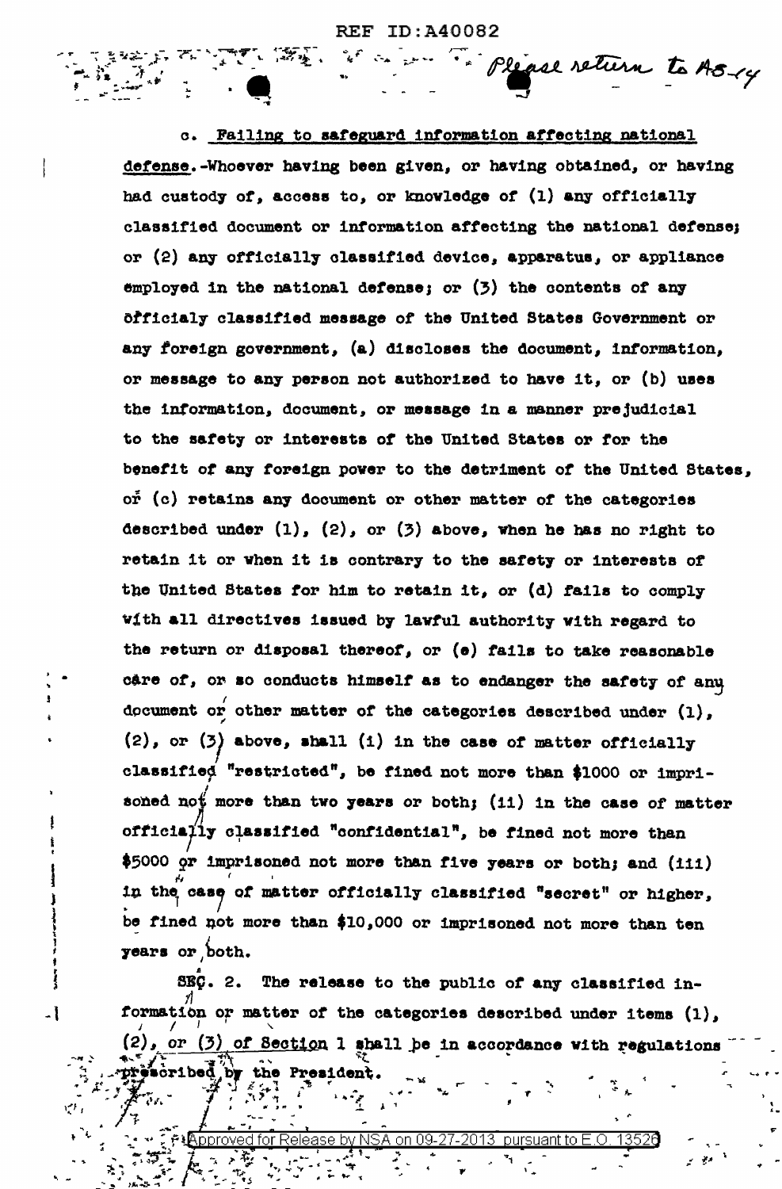REF ID:A40082

Please return to AS-14

c. Failing to safeguard information affecting national defense.-Whoever having been given, or having obtained, or having had custody of, access to, or knowledge of (1) any officially classified document or information affecting the national defense; or (2) any officially classified device, apparatus, or appliance employed in the national defense; or (3) the contents of any officialy classified message of the United States Government or any foreign government, (a) discloses the document, information, or message to any person not authorized to have it, or (b) uses the information, document, or message in a manner prejudicial to the safety or interests of the United States or for the benefit of any foreign power to the detriment of the United States, or (c) retains any document or other matter of the categories described under (1), (2), or (3) above, when he has no right to retain it or when it is contrary to the safety or interests of the United States for him to retain it, or (d) fails to comply with all directives issued by lawful authority with regard to the return or disposal thereof, or (e) fails to take reasonable care of, or so conducts himself as to endanger the safety of any document or other matter of the categories described under (1), (2), or (3) above, shall (i) in the case of matter officially classified "restricted", be fined not more than $1000 or imprisoned not more than two years or both; (ii) in the case of matter officially classified "confidential", be fined not more than $5000 or imprisoned not more than five years or both; and (iii) in the case of matter officially classified "secret" or higher, be fined not more than $10,000 or imprisoned not more than ten years or both.

SEC. 2. The release to the public of any classified information or matter of the categories described under items (1), (2), or (3) of Section 1 shall be in accordance with regulations prescribed by the President.

Approved for Release by NSA on 09-27-2013 pursuant to E.O. 13526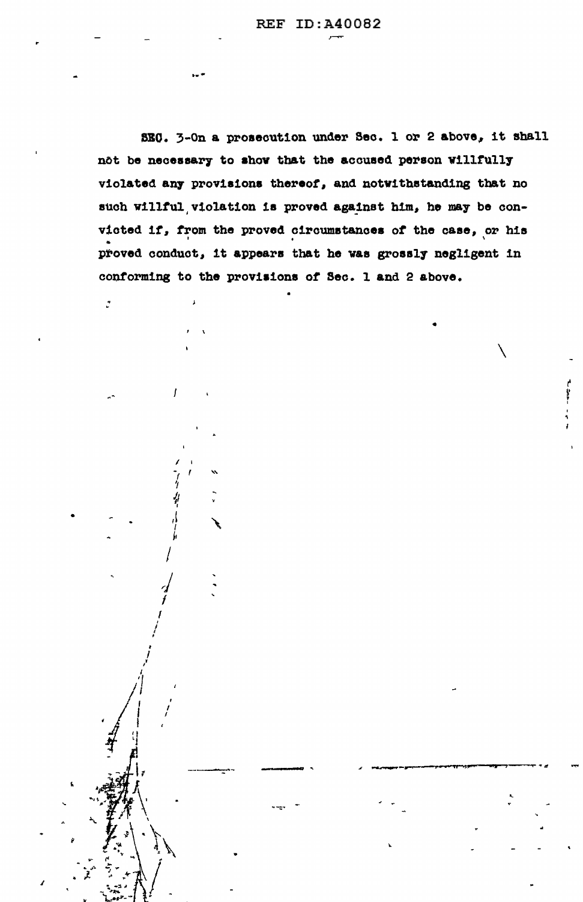SEC. 3-On a prosecution under Sec. 1 or 2 above, it shall not be necessary to show that the accused person willfully violated any provisions thereof, and notwithstanding that no such willful violation is proved against him, he may be convicted if, from the proved circumstances of the case, or his proved conduct, it appears that he was grossly negligent in conforming to the provisions of Sec. 1 and 2 above.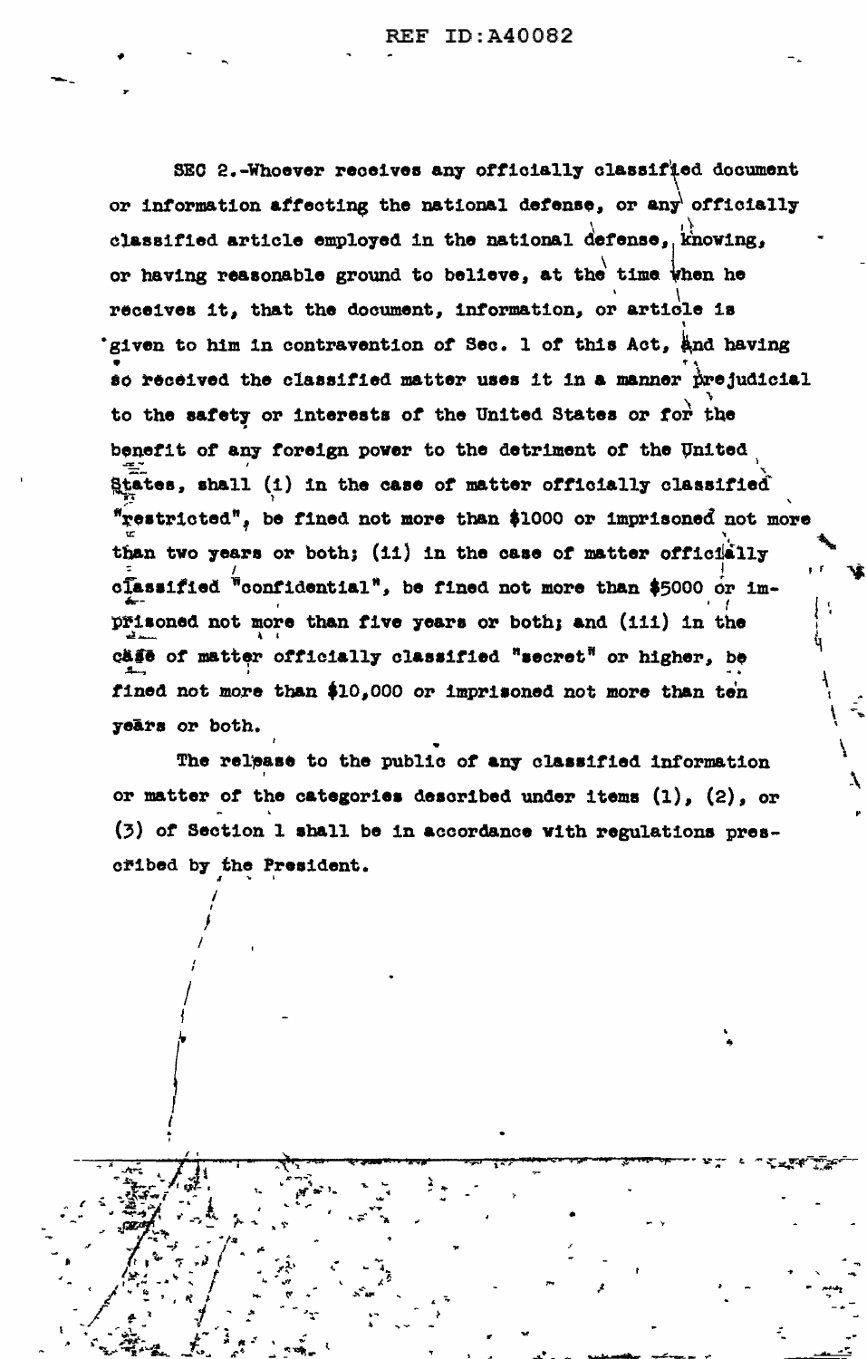SEC 2.-Whoever receives any officially classified document or information affecting the national defense, or any officially classified article employed in the national defense, knowing, or having reasonable ground to believe, at the time when he receives it, that the document, information, or article is given to him in contravention of Sec. 1 of this Act, and having so received the classified matter uses it in a manner prejudicial to the safety or interests of the United States or for the benefit of any foreign power to the detriment of the United States, shall (i) in the case of matter officially classified "restricted", be fined not more than $1000 or imprisoned not more than two years or both; (ii) in the case of matter officially classified "confidential", be fined not more than $5000 or imprisoned not more than five years or both; and (iii) in the case of matter officially classified "secret" or higher, be fined not more than $10,000 or imprisoned not more than ten years or both.

The release to the public of any classified information or matter of the categories described under items (1), (2), or (3) of Section 1 shall be in accordance with regulations prescribed by the President.